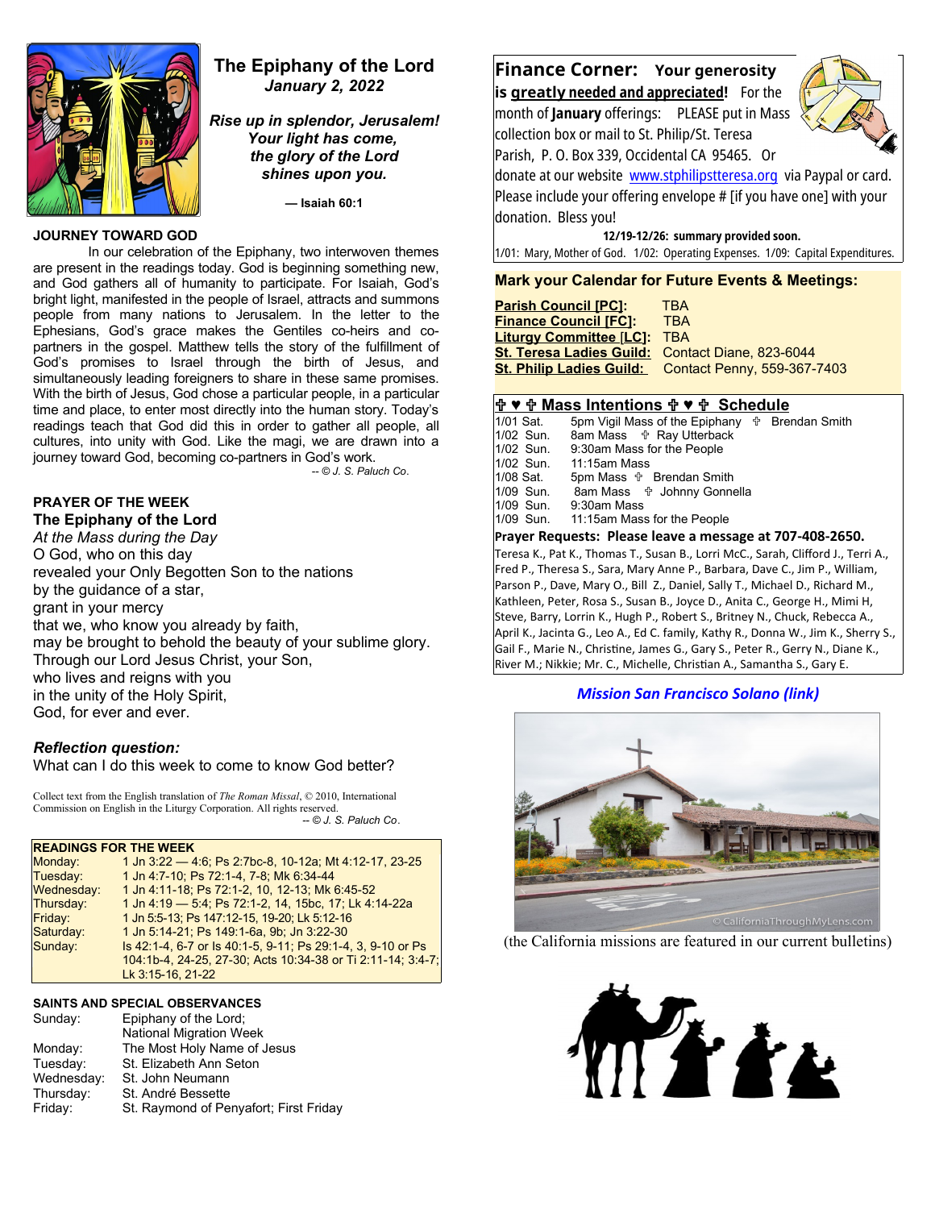# The Epiphany of the Lord

*January 2, 2022*

***Rise up in splendor, Jerusalem! Your light has come, the glory of the Lord shines upon you.***

**— Isaiah 60:1**

## JOURNEY TOWARD GOD

In our celebration of the Epiphany, two interwoven themes are present in the readings today. God is beginning something new, and God gathers all of humanity to participate. For Isaiah, God's bright light, manifested in the people of Israel, attracts and summons people from many nations to Jerusalem. In the letter to the Ephesians, God's grace makes the Gentiles co-heirs and co-partners in the gospel. Matthew tells the story of the fulfillment of God's promises to Israel through the birth of Jesus, and simultaneously leading foreigners to share in these same promises. With the birth of Jesus, God chose a particular people, in a particular time and place, to enter most directly into the human story. Today's readings teach that God did this in order to gather all people, all cultures, into unity with God. Like the magi, we are drawn into a journey toward God, becoming co-partners in God's work.

*-- © J. S. Paluch Co.*

## PRAYER OF THE WEEK

**The Epiphany of the Lord**

*At the Mass during the Day*

O God, who on this day
revealed your Only Begotten Son to the nations
by the guidance of a star,
grant in your mercy
that we, who know you already by faith,
may be brought to behold the beauty of your sublime glory.
Through our Lord Jesus Christ, your Son,
who lives and reigns with you
in the unity of the Holy Spirit,
God, for ever and ever.

***Reflection question:***

What can I do this week to come to know God better?

Collect text from the English translation of *The Roman Missal*, © 2010, International Commission on English in the Liturgy Corporation. All rights reserved.

*-- © J. S. Paluch Co.*

## READINGS FOR THE WEEK

| | |
|---|---|
| Monday: | 1 Jn 3:22 — 4:6; Ps 2:7bc-8, 10-12a; Mt 4:12-17, 23-25 |
| Tuesday: | 1 Jn 4:7-10; Ps 72:1-4, 7-8; Mk 6:34-44 |
| Wednesday: | 1 Jn 4:11-18; Ps 72:1-2, 10, 12-13; Mk 6:45-52 |
| Thursday: | 1 Jn 4:19 — 5:4; Ps 72:1-2, 14, 15bc, 17; Lk 4:14-22a |
| Friday: | 1 Jn 5:5-13; Ps 147:12-15, 19-20; Lk 5:12-16 |
| Saturday: | 1 Jn 5:14-21; Ps 149:1-6a, 9b; Jn 3:22-30 |
| Sunday: | Is 42:1-4, 6-7 or Is 40:1-5, 9-11; Ps 29:1-4, 3, 9-10 or Ps 104:1b-4, 24-25, 27-30; Acts 10:34-38 or Ti 2:11-14; 3:4-7; Lk 3:15-16, 21-22 |

## SAINTS AND SPECIAL OBSERVANCES

| | |
|---|---|
| Sunday: | Epiphany of the Lord; National Migration Week |
| Monday: | The Most Holy Name of Jesus |
| Tuesday: | St. Elizabeth Ann Seton |
| Wednesday: | St. John Neumann |
| Thursday: | St. André Bessette |
| Friday: | St. Raymond of Penyafort; First Friday |

## Finance Corner: Your generosity is greatly needed and appreciated!

For the month of **January** offerings: PLEASE put in Mass collection box or mail to St. Philip/St. Teresa Parish, P. O. Box 339, Occidental CA 95465. Or donate at our website www.stphilipstteresa.org via Paypal or card. Please include your offering envelope # [if you have one] with your donation. Bless you!

**12/19-12/26: summary provided soon.**

1/01: Mary, Mother of God. 1/02: Operating Expenses. 1/09: Capital Expenditures.

## Mark your Calendar for Future Events & Meetings:

| | |
|---|---|
| **Parish Council [PC]:** | TBA |
| **Finance Council [FC]:** | TBA |
| **Liturgy Committee [LC]:** | TBA |
| **St. Teresa Ladies Guild:** | Contact Diane, 823-6044 |
| **St. Philip Ladies Guild:** | Contact Penny, 559-367-7403 |

## ✟ ♥ ✟ Mass Intentions ✟ ♥ ✟ Schedule

| | |
|---|---|
| 1/01 Sat. | 5pm Vigil Mass of the Epiphany ✟ Brendan Smith |
| 1/02 Sun. | 8am Mass ✟ Ray Utterback |
| 1/02 Sun. | 9:30am Mass for the People |
| 1/02 Sun. | 11:15am Mass |
| 1/08 Sat. | 5pm Mass ✟ Brendan Smith |
| 1/09 Sun. | 8am Mass ✟ Johnny Gonnella |
| 1/09 Sun. | 9:30am Mass |
| 1/09 Sun. | 11:15am Mass for the People |

**Prayer Requests: Please leave a message at 707-408-2650.**

Teresa K., Pat K., Thomas T., Susan B., Lorri McC., Sarah, Clifford J., Terri A., Fred P., Theresa S., Sara, Mary Anne P., Barbara, Dave C., Jim P., William, Parson P., Dave, Mary O., Bill Z., Daniel, Sally T., Michael D., Richard M., Kathleen, Peter, Rosa S., Susan B., Joyce D., Anita C., George H., Mimi H, Steve, Barry, Lorrin K., Hugh P., Robert S., Britney N., Chuck, Rebecca A., April K., Jacinta G., Leo A., Ed C. family, Kathy R., Donna W., Jim K., Sherry S., Gail F., Marie N., Christine, James G., Gary S., Peter R., Gerry N., Diane K., River M.; Nikkie; Mr. C., Michelle, Christian A., Samantha S., Gary E.

***Mission San Francisco Solano (link)***

© CaliforniaThroughMyLens.com

(the California missions are featured in our current bulletins)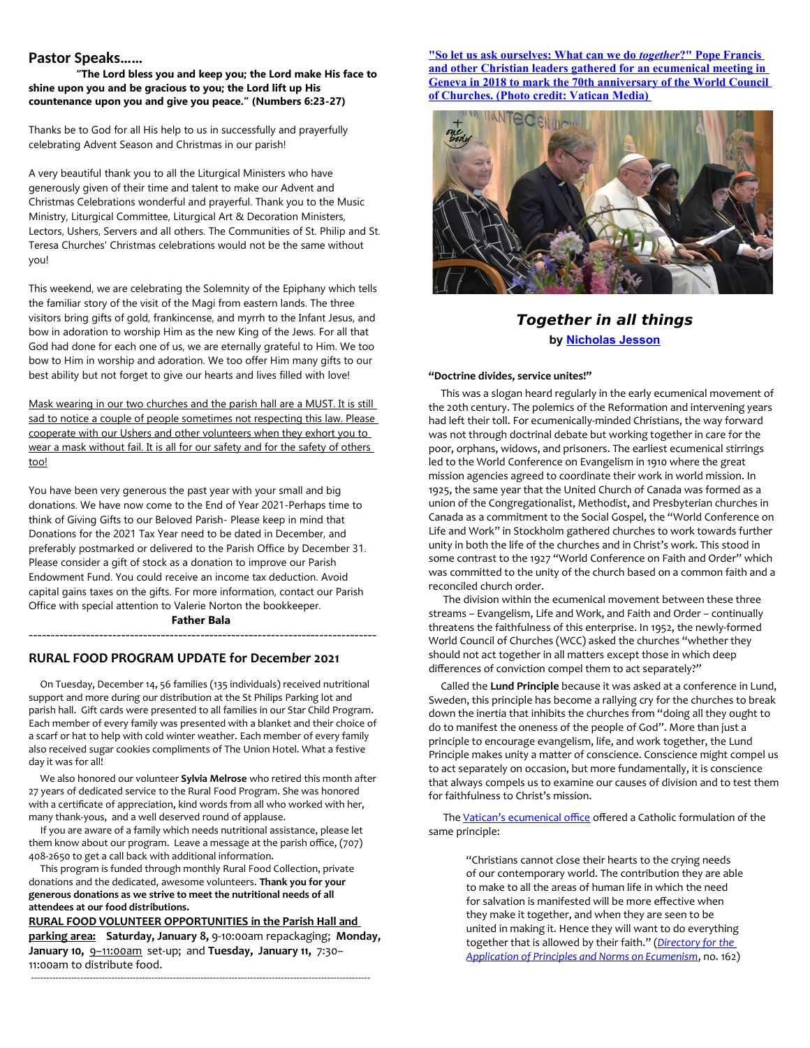## Pastor Speaks……

**"The Lord bless you and keep you; the Lord make His face to shine upon you and be gracious to you; the Lord lift up His countenance upon you and give you peace." (Numbers 6:23-27)**

Thanks be to God for all His help to us in successfully and prayerfully celebrating Advent Season and Christmas in our parish!

A very beautiful thank you to all the Liturgical Ministers who have generously given of their time and talent to make our Advent and Christmas Celebrations wonderful and prayerful. Thank you to the Music Ministry, Liturgical Committee, Liturgical Art & Decoration Ministers, Lectors, Ushers, Servers and all others. The Communities of St. Philip and St. Teresa Churches' Christmas celebrations would not be the same without you!

This weekend, we are celebrating the Solemnity of the Epiphany which tells the familiar story of the visit of the Magi from eastern lands. The three visitors bring gifts of gold, frankincense, and myrrh to the Infant Jesus, and bow in adoration to worship Him as the new King of the Jews. For all that God had done for each one of us, we are eternally grateful to Him. We too bow to Him in worship and adoration. We too offer Him many gifts to our best ability but not forget to give our hearts and lives filled with love!

Mask wearing in our two churches and the parish hall are a MUST. It is still sad to notice a couple of people sometimes not respecting this law. Please cooperate with our Ushers and other volunteers when they exhort you to wear a mask without fail. It is all for our safety and for the safety of others too!

You have been very generous the past year with your small and big donations. We have now come to the End of Year 2021-Perhaps time to think of Giving Gifts to our Beloved Parish- Please keep in mind that Donations for the 2021 Tax Year need to be dated in December, and preferably postmarked or delivered to the Parish Office by December 31. Please consider a gift of stock as a donation to improve our Parish Endowment Fund. You could receive an income tax deduction. Avoid capital gains taxes on the gifts. For more information, contact our Parish Office with special attention to Valerie Norton the bookkeeper.

**Father Bala**

---

## RURAL FOOD PROGRAM UPDATE for December 2021

On Tuesday, December 14, 56 families (135 individuals) received nutritional support and more during our distribution at the St Philips Parking lot and parish hall. Gift cards were presented to all families in our Star Child Program. Each member of every family was presented with a blanket and their choice of a scarf or hat to help with cold winter weather. Each member of every family also received sugar cookies compliments of The Union Hotel. What a festive day it was for all!

We also honored our volunteer **Sylvia Melrose** who retired this month after 27 years of dedicated service to the Rural Food Program. She was honored with a certificate of appreciation, kind words from all who worked with her, many thank-yous, and a well deserved round of applause.

If you are aware of a family which needs nutritional assistance, please let them know about our program. Leave a message at the parish office, (707) 408-2650 to get a call back with additional information.

This program is funded through monthly Rural Food Collection, private donations and the dedicated, awesome volunteers. **Thank you for your generous donations as we strive to meet the nutritional needs of all attendees at our food distributions.**

**RURAL FOOD VOLUNTEER OPPORTUNITIES in the Parish Hall and parking area: Saturday, January 8,** 9-10:00am repackaging; **Monday, January 10,** 9–11:00am set-up; and **Tuesday, January 11,** 7:30–11:00am to distribute food.

---

**"So let us ask ourselves: What can we do *together*?" Pope Francis and other Christian leaders gathered for an ecumenical meeting in Geneva in 2018 to mark the 70th anniversary of the World Council of Churches. (Photo credit: Vatican Media)**

## *Together in all things*

**by Nicholas Jesson**

**"Doctrine divides, service unites!"**

This was a slogan heard regularly in the early ecumenical movement of the 20th century. The polemics of the Reformation and intervening years had left their toll. For ecumenically-minded Christians, the way forward was not through doctrinal debate but working together in care for the poor, orphans, widows, and prisoners. The earliest ecumenical stirrings led to the World Conference on Evangelism in 1910 where the great mission agencies agreed to coordinate their work in world mission. In 1925, the same year that the United Church of Canada was formed as a union of the Congregationalist, Methodist, and Presbyterian churches in Canada as a commitment to the Social Gospel, the "World Conference on Life and Work" in Stockholm gathered churches to work towards further unity in both the life of the churches and in Christ's work. This stood in some contrast to the 1927 "World Conference on Faith and Order" which was committed to the unity of the church based on a common faith and a reconciled church order.

The division within the ecumenical movement between these three streams – Evangelism, Life and Work, and Faith and Order – continually threatens the faithfulness of this enterprise. In 1952, the newly-formed World Council of Churches (WCC) asked the churches "whether they should not act together in all matters except those in which deep differences of conviction compel them to act separately?"

Called the **Lund Principle** because it was asked at a conference in Lund, Sweden, this principle has become a rallying cry for the churches to break down the inertia that inhibits the churches from "doing all they ought to do to manifest the oneness of the people of God". More than just a principle to encourage evangelism, life, and work together, the Lund Principle makes unity a matter of conscience. Conscience might compel us to act separately on occasion, but more fundamentally, it is conscience that always compels us to examine our causes of division and to test them for faithfulness to Christ's mission.

The Vatican's ecumenical office offered a Catholic formulation of the same principle:

> "Christians cannot close their hearts to the crying needs of our contemporary world. The contribution they are able to make to all the areas of human life in which the need for salvation is manifested will be more effective when they make it together, and when they are seen to be united in making it. Hence they will want to do everything together that is allowed by their faith." (*Directory for the Application of Principles and Norms on Ecumenism*, no. 162)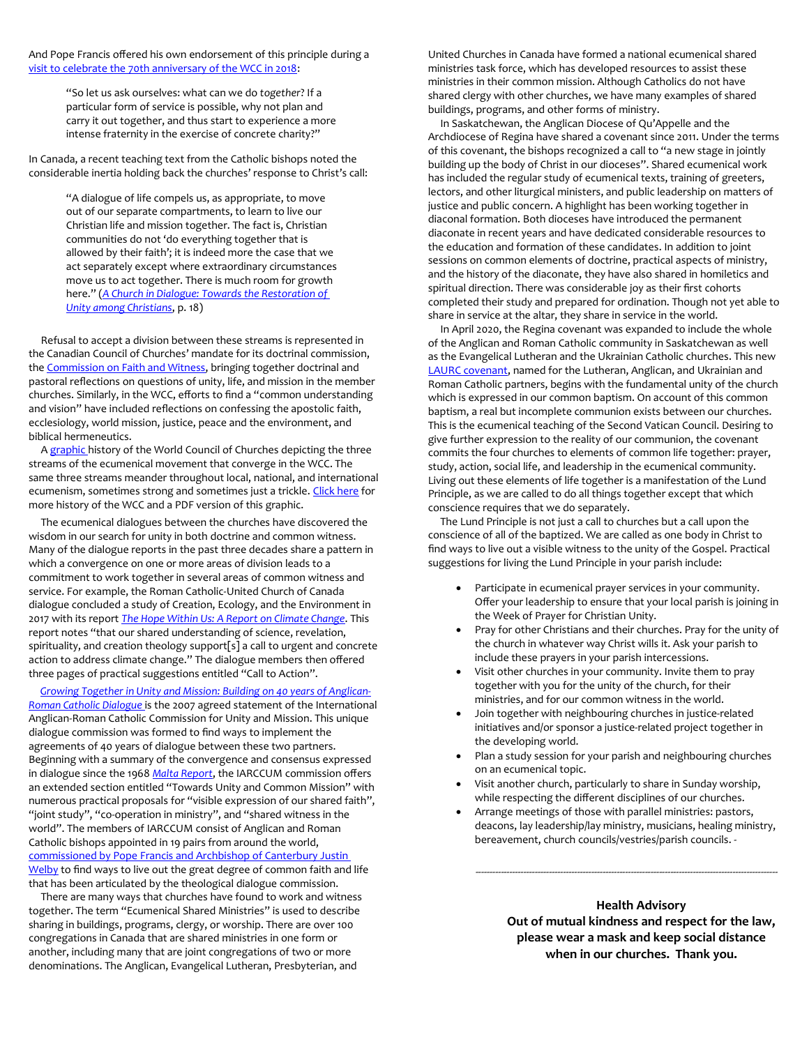And Pope Francis offered his own endorsement of this principle during a visit to celebrate the 70th anniversary of the WCC in 2018:

> "So let us ask ourselves: what can we do *together*? If a particular form of service is possible, why not plan and carry it out together, and thus start to experience a more intense fraternity in the exercise of concrete charity?"

In Canada, a recent teaching text from the Catholic bishops noted the considerable inertia holding back the churches' response to Christ's call:

> "A dialogue of life compels us, as appropriate, to move out of our separate compartments, to learn to live our Christian life and mission together. The fact is, Christian communities do not 'do everything together that is allowed by their faith'; it is indeed more the case that we act separately except where extraordinary circumstances move us to act together. There is much room for growth here." (*A Church in Dialogue: Towards the Restoration of Unity among Christians*, p. 18)

Refusal to accept a division between these streams is represented in the Canadian Council of Churches' mandate for its doctrinal commission, the Commission on Faith and Witness, bringing together doctrinal and pastoral reflections on questions of unity, life, and mission in the member churches. Similarly, in the WCC, efforts to find a "common understanding and vision" have included reflections on confessing the apostolic faith, ecclesiology, world mission, justice, peace and the environment, and biblical hermeneutics.

A graphic history of the World Council of Churches depicting the three streams of the ecumenical movement that converge in the WCC. The same three streams meander throughout local, national, and international ecumenism, sometimes strong and sometimes just a trickle. Click here for more history of the WCC and a PDF version of this graphic.

The ecumenical dialogues between the churches have discovered the wisdom in our search for unity in both doctrine and common witness. Many of the dialogue reports in the past three decades share a pattern in which a convergence on one or more areas of division leads to a commitment to work together in several areas of common witness and service. For example, the Roman Catholic-United Church of Canada dialogue concluded a study of Creation, Ecology, and the Environment in 2017 with its report *The Hope Within Us: A Report on Climate Change*. This report notes "that our shared understanding of science, revelation, spirituality, and creation theology support[s] a call to urgent and concrete action to address climate change." The dialogue members then offered three pages of practical suggestions entitled "Call to Action".

*Growing Together in Unity and Mission: Building on 40 years of Anglican-Roman Catholic Dialogue* is the 2007 agreed statement of the International Anglican-Roman Catholic Commission for Unity and Mission. This unique dialogue commission was formed to find ways to implement the agreements of 40 years of dialogue between these two partners. Beginning with a summary of the convergence and consensus expressed in dialogue since the 1968 *Malta Report*, the IARCCUM commission offers an extended section entitled "Towards Unity and Common Mission" with numerous practical proposals for "visible expression of our shared faith", "joint study", "co-operation in ministry", and "shared witness in the world". The members of IARCCUM consist of Anglican and Roman Catholic bishops appointed in 19 pairs from around the world, commissioned by Pope Francis and Archbishop of Canterbury Justin Welby to find ways to live out the great degree of common faith and life that has been articulated by the theological dialogue commission.

There are many ways that churches have found to work and witness together. The term "Ecumenical Shared Ministries" is used to describe sharing in buildings, programs, clergy, or worship. There are over 100 congregations in Canada that are shared ministries in one form or another, including many that are joint congregations of two or more denominations. The Anglican, Evangelical Lutheran, Presbyterian, and United Churches in Canada have formed a national ecumenical shared ministries task force, which has developed resources to assist these ministries in their common mission. Although Catholics do not have shared clergy with other churches, we have many examples of shared buildings, programs, and other forms of ministry.

In Saskatchewan, the Anglican Diocese of Qu'Appelle and the Archdiocese of Regina have shared a covenant since 2011. Under the terms of this covenant, the bishops recognized a call to "a new stage in jointly building up the body of Christ in our dioceses". Shared ecumenical work has included the regular study of ecumenical texts, training of greeters, lectors, and other liturgical ministers, and public leadership on matters of justice and public concern. A highlight has been working together in diaconal formation. Both dioceses have introduced the permanent diaconate in recent years and have dedicated considerable resources to the education and formation of these candidates. In addition to joint sessions on common elements of doctrine, practical aspects of ministry, and the history of the diaconate, they have also shared in homiletics and spiritual direction. There was considerable joy as their first cohorts completed their study and prepared for ordination. Though not yet able to share in service at the altar, they share in service in the world.

In April 2020, the Regina covenant was expanded to include the whole of the Anglican and Roman Catholic community in Saskatchewan as well as the Evangelical Lutheran and the Ukrainian Catholic churches. This new LAURC covenant, named for the Lutheran, Anglican, and Ukrainian and Roman Catholic partners, begins with the fundamental unity of the church which is expressed in our common baptism. On account of this common baptism, a real but incomplete communion exists between our churches. This is the ecumenical teaching of the Second Vatican Council. Desiring to give further expression to the reality of our communion, the covenant commits the four churches to elements of common life together: prayer, study, action, social life, and leadership in the ecumenical community. Living out these elements of life together is a manifestation of the Lund Principle, as we are called to do all things together except that which conscience requires that we do separately.

The Lund Principle is not just a call to churches but a call upon the conscience of all of the baptized. We are called as one body in Christ to find ways to live out a visible witness to the unity of the Gospel. Practical suggestions for living the Lund Principle in your parish include:

- Participate in ecumenical prayer services in your community. Offer your leadership to ensure that your local parish is joining in the Week of Prayer for Christian Unity.
- Pray for other Christians and their churches. Pray for the unity of the church in whatever way Christ wills it. Ask your parish to include these prayers in your parish intercessions.
- Visit other churches in your community. Invite them to pray together with you for the unity of the church, for their ministries, and for our common witness in the world.
- Join together with neighbouring churches in justice-related initiatives and/or sponsor a justice-related project together in the developing world.
- Plan a study session for your parish and neighbouring churches on an ecumenical topic.
- Visit another church, particularly to share in Sunday worship, while respecting the different disciplines of our churches.
- Arrange meetings of those with parallel ministries: pastors, deacons, lay leadership/lay ministry, musicians, healing ministry, bereavement, church councils/vestries/parish councils. -

---

**Health Advisory**
**Out of mutual kindness and respect for the law, please wear a mask and keep social distance when in our churches. Thank you.**